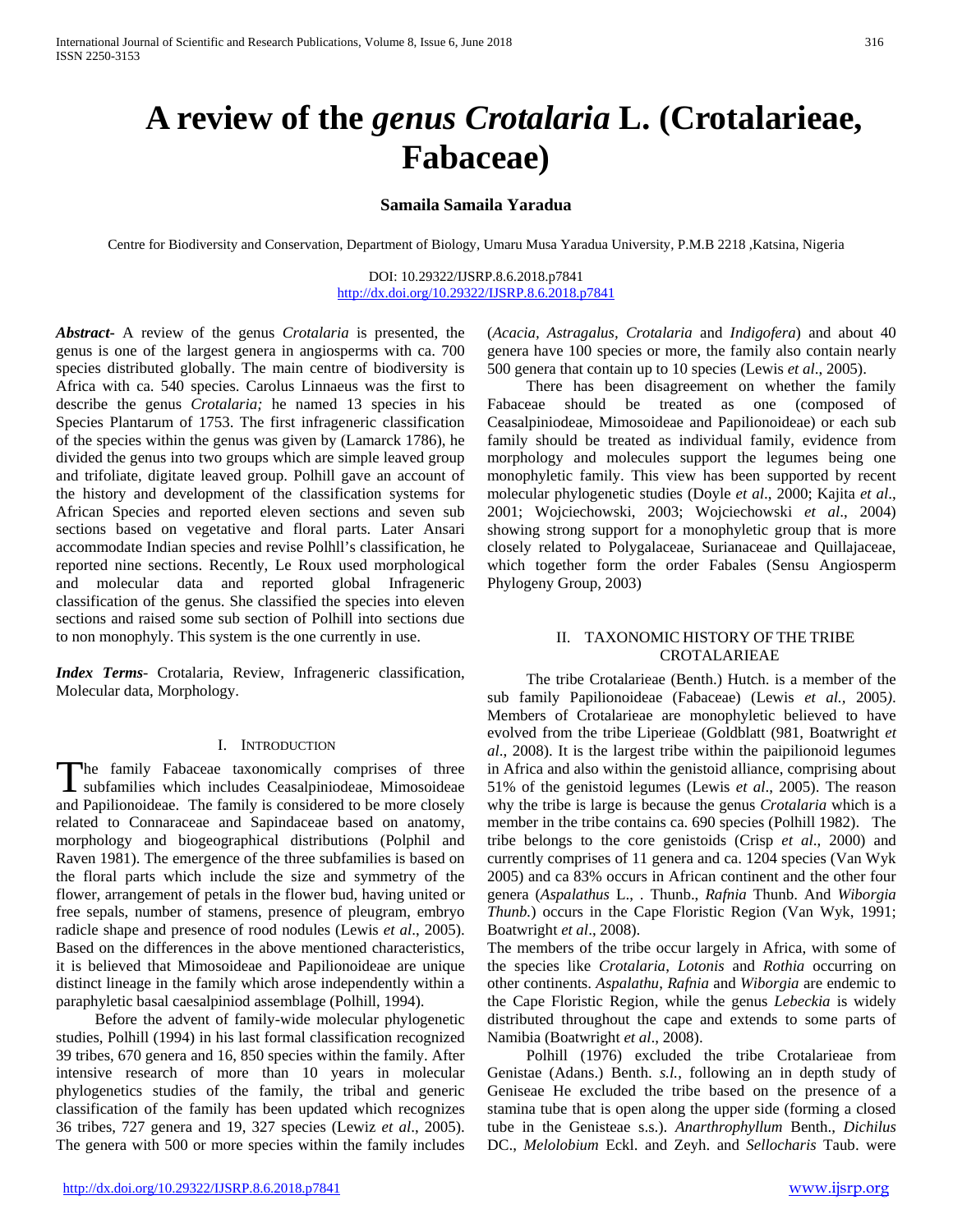# A review of the *genus Crotalaria* L. (Crotalarieae, Fabaceae)

**Samaila Samaila Yaradua**

Centre for Biodiversity and Conservation, Department of Biology, Umaru Musa Yaradua University, P.M.B 2218 ,Katsina, Nigeria

DOI: 10.29322/IJSRP.8.6.2018.p7841
http://dx.doi.org/10.29322/IJSRP.8.6.2018.p7841

***Abstract-*** A review of the genus *Crotalaria* is presented, the genus is one of the largest genera in angiosperms with ca. 700 species distributed globally. The main centre of biodiversity is Africa with ca. 540 species. Carolus Linnaeus was the first to describe the genus *Crotalaria;* he named 13 species in his Species Plantarum of 1753. The first infrageneric classification of the species within the genus was given by (Lamarck 1786), he divided the genus into two groups which are simple leaved group and trifoliate, digitate leaved group. Polhill gave an account of the history and development of the classification systems for African Species and reported eleven sections and seven sub sections based on vegetative and floral parts. Later Ansari accommodate Indian species and revise Polhll's classification, he reported nine sections. Recently, Le Roux used morphological and molecular data and reported global Infrageneric classification of the genus. She classified the species into eleven sections and raised some sub section of Polhill into sections due to non monophyly. This system is the one currently in use.

***Index Terms-*** Crotalaria, Review, Infrageneric classification, Molecular data, Morphology.

## I. Introduction

The family Fabaceae taxonomically comprises of three subfamilies which includes Ceasalpiniodeae, Mimosoideae and Papilionoideae. The family is considered to be more closely related to Connaraceae and Sapindaceae based on anatomy, morphology and biogeographical distributions (Polphil and Raven 1981). The emergence of the three subfamilies is based on the floral parts which include the size and symmetry of the flower, arrangement of petals in the flower bud, having united or free sepals, number of stamens, presence of pleugram, embryo radicle shape and presence of rood nodules (Lewis *et al*., 2005). Based on the differences in the above mentioned characteristics, it is believed that Mimosoideae and Papilionoideae are unique distinct lineage in the family which arose independently within a paraphyletic basal caesalpiniod assemblage (Polhill, 1994).

Before the advent of family-wide molecular phylogenetic studies, Polhill (1994) in his last formal classification recognized 39 tribes, 670 genera and 16, 850 species within the family. After intensive research of more than 10 years in molecular phylogenetics studies of the family, the tribal and generic classification of the family has been updated which recognizes 36 tribes, 727 genera and 19, 327 species (Lewiz *et al*., 2005). The genera with 500 or more species within the family includes (*Acacia, Astragalus, Crotalaria* and *Indigofera*) and about 40 genera have 100 species or more, the family also contain nearly 500 genera that contain up to 10 species (Lewis *et al*., 2005).

There has been disagreement on whether the family Fabaceae should be treated as one (composed of Ceasalpiniodeae, Mimosoideae and Papilionoideae) or each sub family should be treated as individual family, evidence from morphology and molecules support the legumes being one monophyletic family. This view has been supported by recent molecular phylogenetic studies (Doyle *et al*., 2000; Kajita *et al*., 2001; Wojciechowski, 2003; Wojciechowski *et al*., 2004) showing strong support for a monophyletic group that is more closely related to Polygalaceae, Surianaceae and Quillajaceae, which together form the order Fabales (Sensu Angiosperm Phylogeny Group, 2003)

## II. Taxonomic History of the Tribe Crotalarieae

The tribe Crotalarieae (Benth.) Hutch. is a member of the sub family Papilionoideae (Fabaceae) (Lewis *et al.,* 2005*).* Members of Crotalarieae are monophyletic believed to have evolved from the tribe Liperieae (Goldblatt (981, Boatwright *et al*., 2008). It is the largest tribe within the paipilionoid legumes in Africa and also within the genistoid alliance, comprising about 51% of the genistoid legumes (Lewis *et al*., 2005). The reason why the tribe is large is because the genus *Crotalaria* which is a member in the tribe contains ca. 690 species (Polhill 1982). The tribe belongs to the core genistoids (Crisp *et al*., 2000) and currently comprises of 11 genera and ca. 1204 species (Van Wyk 2005) and ca 83% occurs in African continent and the other four genera (*Aspalathus* L., . Thunb., *Rafnia* Thunb. And *Wiborgia Thunb.*) occurs in the Cape Floristic Region (Van Wyk, 1991; Boatwright *et al*., 2008).

The members of the tribe occur largely in Africa, with some of the species like *Crotalaria*, *Lotonis* and *Rothia* occurring on other continents. *Aspalathu*, *Rafnia* and *Wiborgia* are endemic to the Cape Floristic Region, while the genus *Lebeckia* is widely distributed throughout the cape and extends to some parts of Namibia (Boatwright *et al*., 2008).

Polhill (1976) excluded the tribe Crotalarieae from Genistae (Adans.) Benth. *s.l.*, following an in depth study of Geniseae He excluded the tribe based on the presence of a stamina tube that is open along the upper side (forming a closed tube in the Genisteae s.s.). *Anarthrophyllum* Benth., *Dichilus* DC., *Melolobium* Eckl. and Zeyh. and *Sellocharis* Taub. were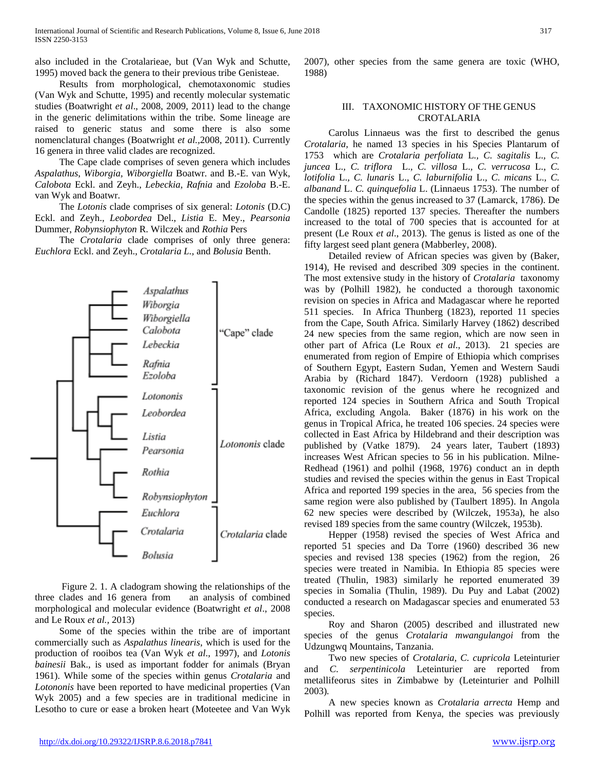also included in the Crotalarieae, but (Van Wyk and Schutte, 1995) moved back the genera to their previous tribe Genisteae.

Results from morphological, chemotaxonomic studies (Van Wyk and Schutte, 1995) and recently molecular systematic studies (Boatwright *et al*., 2008, 2009, 2011) lead to the change in the generic delimitations within the tribe. Some lineage are raised to generic status and some there is also some nomenclatural changes (Boatwright *et al.,*2008, 2011). Currently 16 genera in three valid clades are recognized.

The Cape clade comprises of seven genera which includes *Aspalathus, Wiborgia, Wiborgiella* Boatwr. and B.-E. van Wyk, *Calobota* Eckl. and Zeyh., *Lebeckia, Rafnia* and *Ezoloba* B.-E. van Wyk and Boatwr.

The *Lotonis* clade comprises of six general: *Lotonis* (D.C) Eckl. and Zeyh., *Leobordea* Del., *Listia* E. Mey., *Pearsonia* Dummer, *Robynsiophyton* R. Wilczek and *Rothia* Pers

The *Crotalaria* clade comprises of only three genera: *Euchlora* Eckl. and Zeyh., *Crotalaria L.*, and *Bolusia* Benth.

*Aspalathus*
*Wiborgia*
*Wiborgiella*
*Calobota*
*Lebeckia*
*Rafnia*
*Ezoloba*
"Cape" clade
*Lotononis*
*Leobordea*
*Listia*
*Pearsonia*
*Rothia*
*Robynsiophyton*
*Lotononis* clade
*Euchlora*
*Crotalaria*
*Bolusia*
*Crotalaria* clade

Figure 2. 1. A cladogram showing the relationships of the three clades and 16 genera from an analysis of combined morphological and molecular evidence (Boatwright *et al*., 2008 and Le Roux *et al.,* 2013)

Some of the species within the tribe are of important commercially such as *Aspalathus linearis*, which is used for the production of rooibos tea (Van Wyk *et al*., 1997), and *Lotonis bainesii* Bak., is used as important fodder for animals (Bryan 1961). While some of the species within genus *Crotalaria* and *Lotononis* have been reported to have medicinal properties (Van Wyk 2005) and a few species are in traditional medicine in Lesotho to cure or ease a broken heart (Moteetee and Van Wyk 2007), other species from the same genera are toxic (WHO, 1988)

## III. TAXONOMIC HISTORY OF THE GENUS CROTALARIA

Carolus Linnaeus was the first to described the genus *Crotalaria,* he named 13 species in his Species Plantarum of 1753 which are *Crotalaria perfoliata* L., *C. sagitalis* L., *C. juncea* L., *C. triflora* L., *C. villosa* L., *C. verrucosa* L., *C. lotifolia* L., *C. lunaris* L., *C. laburnifolia* L., *C. micans* L., *C. albanand* L. *C. quinquefolia* L. (Linnaeus 1753). The number of the species within the genus increased to 37 (Lamarck, 1786). De Candolle (1825) reported 137 species. Thereafter the numbers increased to the total of 700 species that is accounted for at present (Le Roux *et al*., 2013). The genus is listed as one of the fifty largest seed plant genera (Mabberley, 2008).

Detailed review of African species was given by (Baker, 1914), He revised and described 309 species in the continent. The most extensive study in the history of *Crotalaria* taxonomy was by (Polhill 1982), he conducted a thorough taxonomic revision on species in Africa and Madagascar where he reported 511 species. In Africa Thunberg (1823), reported 11 species from the Cape, South Africa. Similarly Harvey (1862) described 24 new species from the same region, which are now seen in other part of Africa (Le Roux *et al*., 2013). 21 species are enumerated from region of Empire of Ethiopia which comprises of Southern Egypt, Eastern Sudan, Yemen and Western Saudi Arabia by (Richard 1847). Verdoorn (1928) published a taxonomic revision of the genus where he recognized and reported 124 species in Southern Africa and South Tropical Africa, excluding Angola. Baker (1876) in his work on the genus in Tropical Africa, he treated 106 species. 24 species were collected in East Africa by Hildebrand and their description was published by (Vatke 1879). 24 years later, Taubert (1893) increases West African species to 56 in his publication. Milne-Redhead (1961) and polhil (1968, 1976) conduct an in depth studies and revised the species within the genus in East Tropical Africa and reported 199 species in the area, 56 species from the same region were also published by (Taulbert 1895). In Angola 62 new species were described by (Wilczek, 1953a), he also revised 189 species from the same country (Wilczek, 1953b).

Hepper (1958) revised the species of West Africa and reported 51 species and Da Torre (1960) described 36 new species and revised 138 species (1962) from the region, 26 species were treated in Namibia. In Ethiopia 85 species were treated (Thulin, 1983) similarly he reported enumerated 39 species in Somalia (Thulin, 1989). Du Puy and Labat (2002) conducted a research on Madagascar species and enumerated 53 species.

Roy and Sharon (2005) described and illustrated new species of the genus *Crotalaria mwangulangoi* from the Udzungwq Mountains, Tanzania.

Two new species of *Crotalaria, C. cupricola* Leteinturier and *C. serpentinicola* Leteinturier are reported from metallifeorus sites in Zimbabwe by (Leteinturier and Polhill 2003).

A new species known as *Crotalaria arrecta* Hemp and Polhill was reported from Kenya, the species was previously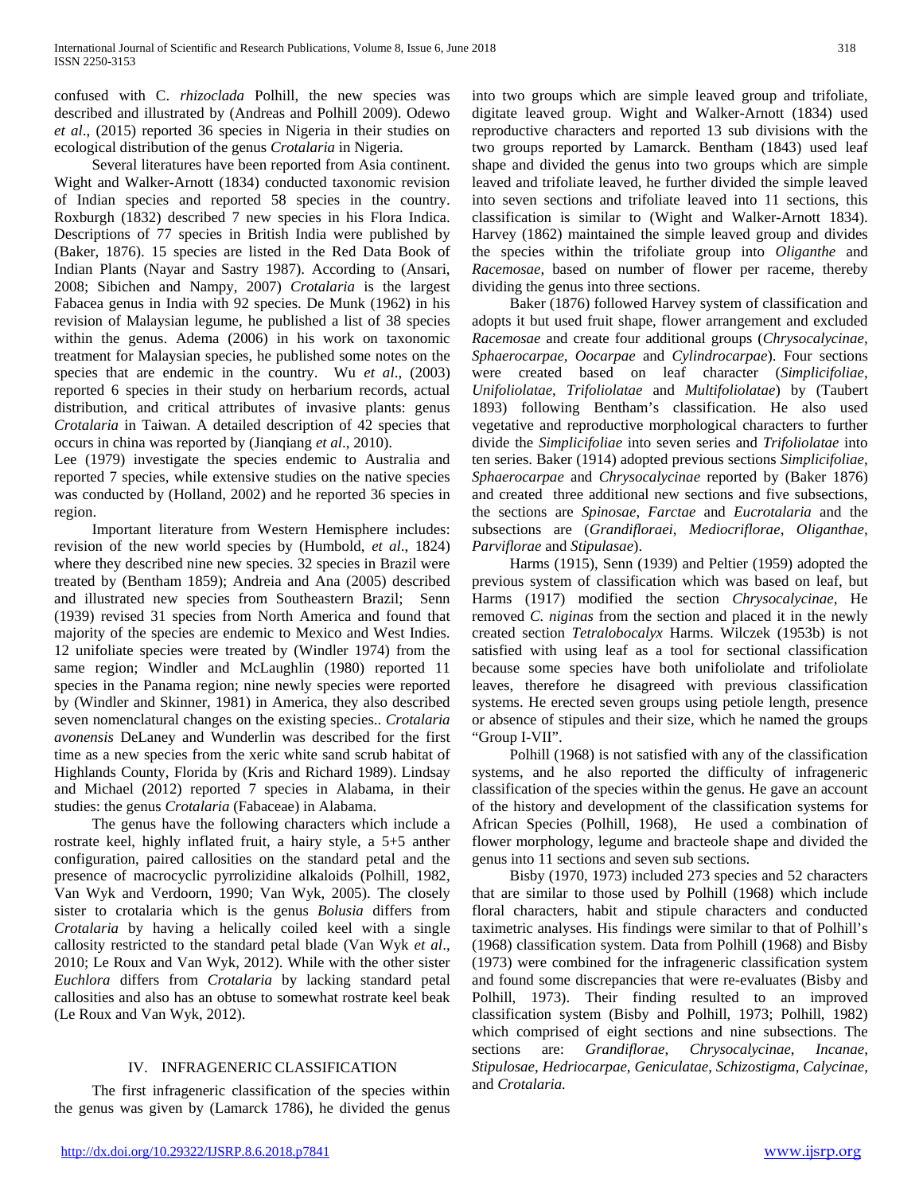confused with C. *rhizoclada* Polhill, the new species was described and illustrated by (Andreas and Polhill 2009). Odewo *et al*., (2015) reported 36 species in Nigeria in their studies on ecological distribution of the genus *Crotalaria* in Nigeria.

Several literatures have been reported from Asia continent. Wight and Walker-Arnott (1834) conducted taxonomic revision of Indian species and reported 58 species in the country. Roxburgh (1832) described 7 new species in his Flora Indica. Descriptions of 77 species in British India were published by (Baker, 1876). 15 species are listed in the Red Data Book of Indian Plants (Nayar and Sastry 1987). According to (Ansari, 2008; Sibichen and Nampy, 2007) *Crotalaria* is the largest Fabacea genus in India with 92 species. De Munk (1962) in his revision of Malaysian legume, he published a list of 38 species within the genus. Adema (2006) in his work on taxonomic treatment for Malaysian species, he published some notes on the species that are endemic in the country. Wu *et al*., (2003) reported 6 species in their study on herbarium records, actual distribution, and critical attributes of invasive plants: genus *Crotalaria* in Taiwan. A detailed description of 42 species that occurs in china was reported by (Jianqiang *et al*., 2010).

Lee (1979) investigate the species endemic to Australia and reported 7 species, while extensive studies on the native species was conducted by (Holland, 2002) and he reported 36 species in region.

Important literature from Western Hemisphere includes: revision of the new world species by (Humbold, *et al*., 1824) where they described nine new species. 32 species in Brazil were treated by (Bentham 1859); Andreia and Ana (2005) described and illustrated new species from Southeastern Brazil; Senn (1939) revised 31 species from North America and found that majority of the species are endemic to Mexico and West Indies. 12 unifoliate species were treated by (Windler 1974) from the same region; Windler and McLaughlin (1980) reported 11 species in the Panama region; nine newly species were reported by (Windler and Skinner, 1981) in America, they also described seven nomenclatural changes on the existing species.. *Crotalaria avonensis* DeLaney and Wunderlin was described for the first time as a new species from the xeric white sand scrub habitat of Highlands County, Florida by (Kris and Richard 1989). Lindsay and Michael (2012) reported 7 species in Alabama, in their studies: the genus *Crotalaria* (Fabaceae) in Alabama.

The genus have the following characters which include a rostrate keel, highly inflated fruit, a hairy style, a 5+5 anther configuration, paired callosities on the standard petal and the presence of macrocyclic pyrrolizidine alkaloids (Polhill, 1982, Van Wyk and Verdoorn, 1990; Van Wyk, 2005). The closely sister to crotalaria which is the genus *Bolusia* differs from *Crotalaria* by having a helically coiled keel with a single callosity restricted to the standard petal blade (Van Wyk *et al*., 2010; Le Roux and Van Wyk, 2012). While with the other sister *Euchlora* differs from *Crotalaria* by lacking standard petal callosities and also has an obtuse to somewhat rostrate keel beak (Le Roux and Van Wyk, 2012).

## IV. INFRAGENERIC CLASSIFICATION

The first infrageneric classification of the species within the genus was given by (Lamarck 1786), he divided the genus into two groups which are simple leaved group and trifoliate, digitate leaved group. Wight and Walker-Arnott (1834) used reproductive characters and reported 13 sub divisions with the two groups reported by Lamarck. Bentham (1843) used leaf shape and divided the genus into two groups which are simple leaved and trifoliate leaved, he further divided the simple leaved into seven sections and trifoliate leaved into 11 sections, this classification is similar to (Wight and Walker-Arnott 1834). Harvey (1862) maintained the simple leaved group and divides the species within the trifoliate group into *Oliganthe* and *Racemosae*, based on number of flower per raceme, thereby dividing the genus into three sections.

Baker (1876) followed Harvey system of classification and adopts it but used fruit shape, flower arrangement and excluded *Racemosae* and create four additional groups (*Chrysocalycinae, Sphaerocarpae, Oocarpae* and *Cylindrocarpae*). Four sections were created based on leaf character (*Simplicifoliae, Unifoliolatae, Trifoliolatae* and *Multifoliolatae*) by (Taubert 1893) following Bentham's classification. He also used vegetative and reproductive morphological characters to further divide the *Simplicifoliae* into seven series and *Trifoliolatae* into ten series. Baker (1914) adopted previous sections *Simplicifoliae, Sphaerocarpae* and *Chrysocalycinae* reported by (Baker 1876) and created three additional new sections and five subsections, the sections are *Spinosae, Farctae* and *Eucrotalaria* and the subsections are (*Grandifloraei, Mediocriflorae, Oliganthae, Parviflorae* and *Stipulasae*).

Harms (1915), Senn (1939) and Peltier (1959) adopted the previous system of classification which was based on leaf, but Harms (1917) modified the section *Chrysocalycinae*, He removed *C. niginas* from the section and placed it in the newly created section *Tetralobocalyx* Harms. Wilczek (1953b) is not satisfied with using leaf as a tool for sectional classification because some species have both unifoliolate and trifoliolate leaves, therefore he disagreed with previous classification systems. He erected seven groups using petiole length, presence or absence of stipules and their size, which he named the groups "Group I-VII".

Polhill (1968) is not satisfied with any of the classification systems, and he also reported the difficulty of infrageneric classification of the species within the genus. He gave an account of the history and development of the classification systems for African Species (Polhill, 1968), He used a combination of flower morphology, legume and bracteole shape and divided the genus into 11 sections and seven sub sections.

Bisby (1970, 1973) included 273 species and 52 characters that are similar to those used by Polhill (1968) which include floral characters, habit and stipule characters and conducted taximetric analyses. His findings were similar to that of Polhill's (1968) classification system. Data from Polhill (1968) and Bisby (1973) were combined for the infrageneric classification system and found some discrepancies that were re-evaluates (Bisby and Polhill, 1973). Their finding resulted to an improved classification system (Bisby and Polhill, 1973; Polhill, 1982) which comprised of eight sections and nine subsections. The sections are: *Grandiflorae, Chrysocalycinae, Incanae, Stipulosae, Hedriocarpae, Geniculatae, Schizostigma, Calycinae*, and *Crotalaria.*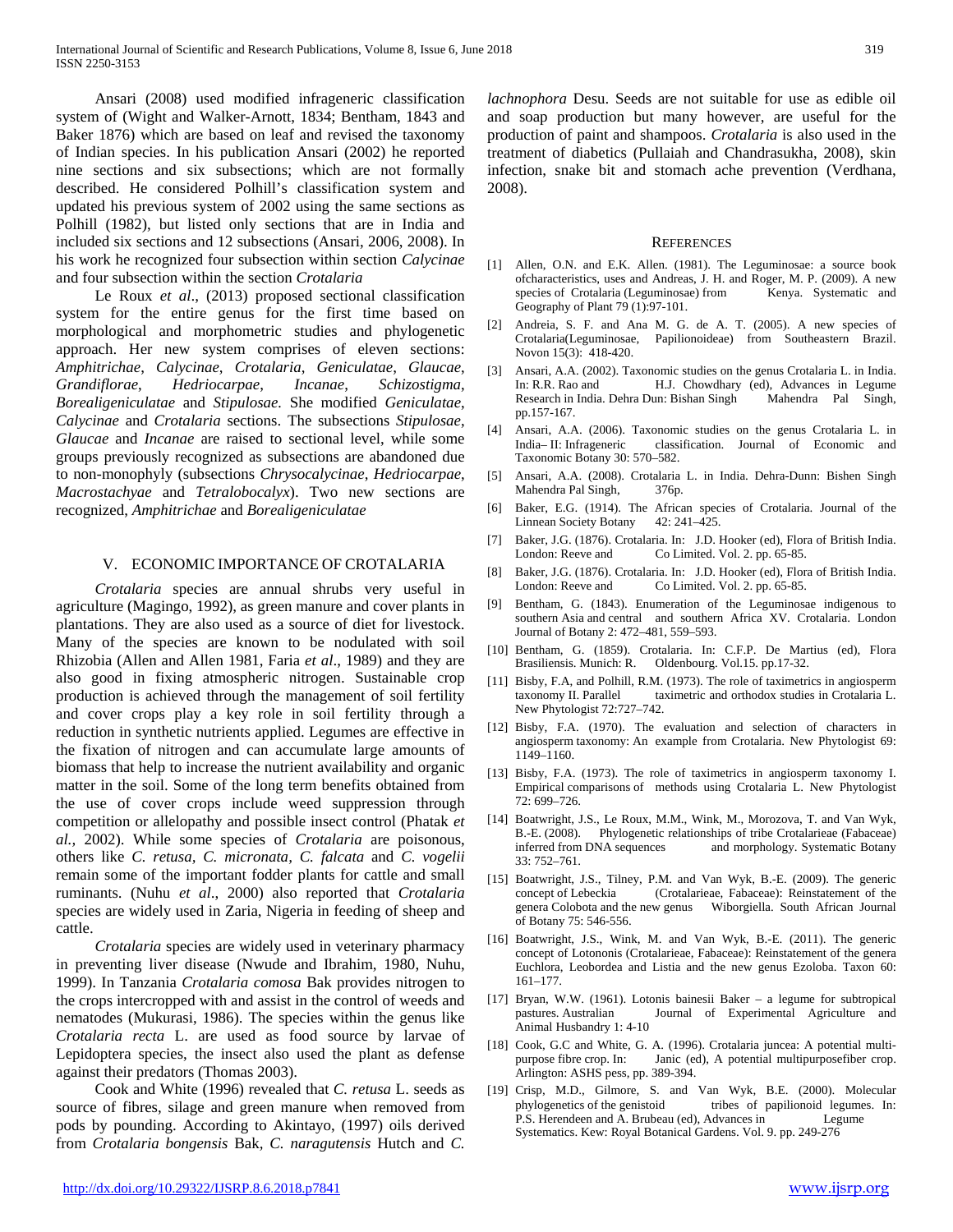Ansari (2008) used modified infrageneric classification system of (Wight and Walker-Arnott, 1834; Bentham, 1843 and Baker 1876) which are based on leaf and revised the taxonomy of Indian species. In his publication Ansari (2002) he reported nine sections and six subsections; which are not formally described. He considered Polhill's classification system and updated his previous system of 2002 using the same sections as Polhill (1982), but listed only sections that are in India and included six sections and 12 subsections (Ansari, 2006, 2008). In his work he recognized four subsection within section *Calycinae* and four subsection within the section *Crotalaria*

Le Roux *et al*., (2013) proposed sectional classification system for the entire genus for the first time based on morphological and morphometric studies and phylogenetic approach. Her new system comprises of eleven sections: *Amphitrichae*, *Calycinae*, *Crotalaria*, *Geniculatae*, *Glaucae*, *Grandiflorae*, *Hedriocarpae*, *Incanae*, *Schizostigma*, *Borealigeniculatae* and *Stipulosae.* She modified *Geniculatae*, *Calycinae* and *Crotalaria* sections. The subsections *Stipulosae*, *Glaucae* and *Incanae* are raised to sectional level, while some groups previously recognized as subsections are abandoned due to non-monophyly (subsections *Chrysocalycinae*, *Hedriocarpae*, *Macrostachyae* and *Tetralobocalyx*). Two new sections are recognized, *Amphitrichae* and *Borealigeniculatae*

## V. Economic Importance of Crotalaria

*Crotalaria* species are annual shrubs very useful in agriculture (Magingo, 1992), as green manure and cover plants in plantations. They are also used as a source of diet for livestock. Many of the species are known to be nodulated with soil Rhizobia (Allen and Allen 1981, Faria *et al*., 1989) and they are also good in fixing atmospheric nitrogen. Sustainable crop production is achieved through the management of soil fertility and cover crops play a key role in soil fertility through a reduction in synthetic nutrients applied. Legumes are effective in the fixation of nitrogen and can accumulate large amounts of biomass that help to increase the nutrient availability and organic matter in the soil. Some of the long term benefits obtained from the use of cover crops include weed suppression through competition or allelopathy and possible insect control (Phatak *et al.,* 2002). While some species of *Crotalaria* are poisonous, others like *C. retusa*, *C. micronata*, *C. falcata* and *C. vogelii* remain some of the important fodder plants for cattle and small ruminants. (Nuhu *et al*., 2000) also reported that *Crotalaria* species are widely used in Zaria, Nigeria in feeding of sheep and cattle.

*Crotalaria* species are widely used in veterinary pharmacy in preventing liver disease (Nwude and Ibrahim, 1980, Nuhu, 1999). In Tanzania *Crotalaria comosa* Bak provides nitrogen to the crops intercropped with and assist in the control of weeds and nematodes (Mukurasi, 1986). The species within the genus like *Crotalaria recta* L. are used as food source by larvae of Lepidoptera species, the insect also used the plant as defense against their predators (Thomas 2003).

Cook and White (1996) revealed that *C. retusa* L. seeds as source of fibres, silage and green manure when removed from pods by pounding. According to Akintayo, (1997) oils derived from *Crotalaria bongensis* Bak, *C. naragutensis* Hutch and *C. lachnophora* Desu. Seeds are not suitable for use as edible oil and soap production but many however, are useful for the production of paint and shampoos. *Crotalaria* is also used in the treatment of diabetics (Pullaiah and Chandrasukha, 2008), skin infection, snake bit and stomach ache prevention (Verdhana, 2008).

## References

[1] Allen, O.N. and E.K. Allen. (1981). The Leguminosae: a source book ofcharacteristics, uses and Andreas, J. H. and Roger, M. P. (2009). A new species of Crotalaria (Leguminosae) from Kenya. Systematic and Geography of Plant 79 (1):97-101.

[2] Andreia, S. F. and Ana M. G. de A. T. (2005). A new species of Crotalaria(Leguminosae, Papilionoideae) from Southeastern Brazil. Novon 15(3): 418-420.

[3] Ansari, A.A. (2002). Taxonomic studies on the genus Crotalaria L. in India. In: R.R. Rao and H.J. Chowdhary (ed), Advances in Legume Research in India. Dehra Dun: Bishan Singh Mahendra Pal Singh, pp.157-167.

[4] Ansari, A.A. (2006). Taxonomic studies on the genus Crotalaria L. in India– II: Infrageneric classification. Journal of Economic and Taxonomic Botany 30: 570–582.

[5] Ansari, A.A. (2008). Crotalaria L. in India. Dehra-Dunn: Bishen Singh Mahendra Pal Singh, 376p.

[6] Baker, E.G. (1914). The African species of Crotalaria. Journal of the Linnean Society Botany 42: 241–425.

[7] Baker, J.G. (1876). Crotalaria. In: J.D. Hooker (ed), Flora of British India. London: Reeve and Co Limited. Vol. 2. pp. 65-85.

[8] Baker, J.G. (1876). Crotalaria. In: J.D. Hooker (ed), Flora of British India. London: Reeve and Co Limited. Vol. 2. pp. 65-85.

[9] Bentham, G. (1843). Enumeration of the Leguminosae indigenous to southern Asia and central and southern Africa XV. Crotalaria. London Journal of Botany 2: 472–481, 559–593.

[10] Bentham, G. (1859). Crotalaria. In: C.F.P. De Martius (ed), Flora Brasiliensis. Munich: R. Oldenbourg. Vol.15. pp.17-32.

[11] Bisby, F.A, and Polhill, R.M. (1973). The role of taximetrics in angiosperm taxonomy II. Parallel taximetric and orthodox studies in Crotalaria L. New Phytologist 72:727–742.

[12] Bisby, F.A. (1970). The evaluation and selection of characters in angiosperm taxonomy: An example from Crotalaria. New Phytologist 69: 1149–1160.

[13] Bisby, F.A. (1973). The role of taximetrics in angiosperm taxonomy I. Empirical comparisons of methods using Crotalaria L. New Phytologist 72: 699–726.

[14] Boatwright, J.S., Le Roux, M.M., Wink, M., Morozova, T. and Van Wyk, B.-E. (2008). Phylogenetic relationships of tribe Crotalarieae (Fabaceae) inferred from DNA sequences and morphology. Systematic Botany 33: 752–761.

[15] Boatwright, J.S., Tilney, P.M. and Van Wyk, B.-E. (2009). The generic concept of Lebeckia (Crotalarieae, Fabaceae): Reinstatement of the genera Colobota and the new genus Wiborgiella. South African Journal of Botany 75: 546-556.

[16] Boatwright, J.S., Wink, M. and Van Wyk, B.-E. (2011). The generic concept of Lotononis (Crotalarieae, Fabaceae): Reinstatement of the genera Euchlora, Leobordea and Listia and the new genus Ezoloba. Taxon 60: 161–177.

[17] Bryan, W.W. (1961). Lotonis bainesii Baker – a legume for subtropical pastures. Australian Journal of Experimental Agriculture and Animal Husbandry 1: 4-10

[18] Cook, G.C and White, G. A. (1996). Crotalaria juncea: A potential multi-purpose fibre crop. In: Janic (ed), A potential multipurposefiber crop. Arlington: ASHS pess, pp. 389-394.

[19] Crisp, M.D., Gilmore, S. and Van Wyk, B.E. (2000). Molecular phylogenetics of the genistoid tribes of papilionoid legumes. In: P.S. Herendeen and A. Brubeau (ed), Advances in Legume Systematics. Kew: Royal Botanical Gardens. Vol. 9. pp. 249-276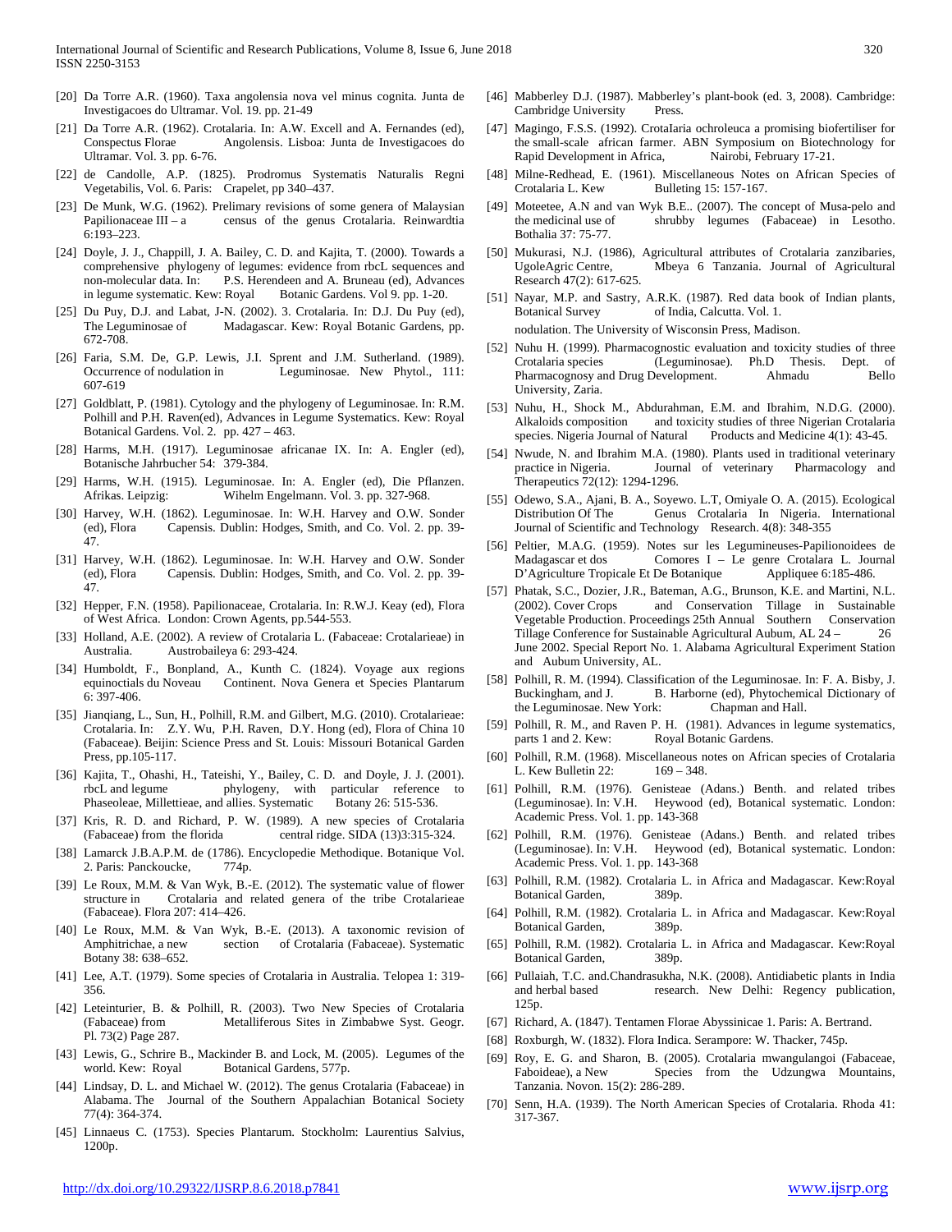[20] Da Torre A.R. (1960). Taxa angolensia nova vel minus cognita. Junta de Investigacoes do Ultramar. Vol. 19. pp. 21-49

[21] Da Torre A.R. (1962). Crotalaria. In: A.W. Excell and A. Fernandes (ed), Conspectus Florae Angolensis. Lisboa: Junta de Investigacoes do Ultramar. Vol. 3. pp. 6-76.

[22] de Candolle, A.P. (1825). Prodromus Systematis Naturalis Regni Vegetabilis, Vol. 6. Paris: Crapelet, pp 340–437.

[23] De Munk, W.G. (1962). Prelimary revisions of some genera of Malaysian Papilionaceae III – a census of the genus Crotalaria. Reinwardtia 6:193–223.

[24] Doyle, J. J., Chappill, J. A. Bailey, C. D. and Kajita, T. (2000). Towards a comprehensive phylogeny of legumes: evidence from rbcL sequences and non-molecular data. In: P.S. Herendeen and A. Bruneau (ed), Advances in legume systematic. Kew: Royal Botanic Gardens. Vol 9. pp. 1-20.

[25] Du Puy, D.J. and Labat, J-N. (2002). 3. Crotalaria. In: D.J. Du Puy (ed), The Leguminosae of Madagascar. Kew: Royal Botanic Gardens, pp. 672-708.

[26] Faria, S.M. De, G.P. Lewis, J.I. Sprent and J.M. Sutherland. (1989). Occurrence of nodulation in Leguminosae. New Phytol., 111: 607-619

[27] Goldblatt, P. (1981). Cytology and the phylogeny of Leguminosae. In: R.M. Polhill and P.H. Raven(ed), Advances in Legume Systematics. Kew: Royal Botanical Gardens. Vol. 2. pp. 427 – 463.

[28] Harms, M.H. (1917). Leguminosae africanae IX. In: A. Engler (ed), Botanische Jahrbucher 54: 379-384.

[29] Harms, W.H. (1915). Leguminosae. In: A. Engler (ed), Die Pflanzen. Afrikas. Leipzig: Wihelm Engelmann. Vol. 3. pp. 327-968.

[30] Harvey, W.H. (1862). Leguminosae. In: W.H. Harvey and O.W. Sonder (ed), Flora Capensis. Dublin: Hodges, Smith, and Co. Vol. 2. pp. 39-47.

[31] Harvey, W.H. (1862). Leguminosae. In: W.H. Harvey and O.W. Sonder (ed), Flora Capensis. Dublin: Hodges, Smith, and Co. Vol. 2. pp. 39-47.

[32] Hepper, F.N. (1958). Papilionaceae, Crotalaria. In: R.W.J. Keay (ed), Flora of West Africa. London: Crown Agents, pp.544-553.

[33] Holland, A.E. (2002). A review of Crotalaria L. (Fabaceae: Crotalarieae) in Australia. Austrobaileya 6: 293-424.

[34] Humboldt, F., Bonpland, A., Kunth C. (1824). Voyage aux regions equinoctials du Noveau Continent. Nova Genera et Species Plantarum 6: 397-406.

[35] Jianqiang, L., Sun, H., Polhill, R.M. and Gilbert, M.G. (2010). Crotalarieae: Crotalaria. In: Z.Y. Wu, P.H. Raven, D.Y. Hong (ed), Flora of China 10 (Fabaceae). Beijin: Science Press and St. Louis: Missouri Botanical Garden Press, pp.105-117.

[36] Kajita, T., Ohashi, H., Tateishi, Y., Bailey, C. D. and Doyle, J. J. (2001). rbcL and legume phylogeny, with particular reference to Phaseoleae, Millettieae, and allies. Systematic Botany 26: 515-536.

[37] Kris, R. D. and Richard, P. W. (1989). A new species of Crotalaria (Fabaceae) from the florida central ridge. SIDA (13)3:315-324.

[38] Lamarck J.B.A.P.M. de (1786). Encyclopedie Methodique. Botanique Vol. 2. Paris: Panckoucke, 774p.

[39] Le Roux, M.M. & Van Wyk, B.-E. (2012). The systematic value of flower structure in Crotalaria and related genera of the tribe Crotalarieae (Fabaceae). Flora 207: 414–426.

[40] Le Roux, M.M. & Van Wyk, B.-E. (2013). A taxonomic revision of Amphitrichae, a new section of Crotalaria (Fabaceae). Systematic Botany 38: 638–652.

[41] Lee, A.T. (1979). Some species of Crotalaria in Australia. Telopea 1: 319-356.

[42] Leteinturier, B. & Polhill, R. (2003). Two New Species of Crotalaria (Fabaceae) from Metalliferous Sites in Zimbabwe Syst. Geogr. Pl. 73(2) Page 287.

[43] Lewis, G., Schrire B., Mackinder B. and Lock, M. (2005). Legumes of the world. Kew: Royal Botanical Gardens, 577p.

[44] Lindsay, D. L. and Michael W. (2012). The genus Crotalaria (Fabaceae) in Alabama. The Journal of the Southern Appalachian Botanical Society 77(4): 364-374.

[45] Linnaeus C. (1753). Species Plantarum. Stockholm: Laurentius Salvius, 1200p.

[46] Mabberley D.J. (1987). Mabberley's plant-book (ed. 3, 2008). Cambridge: Cambridge University Press.

[47] Magingo, F.S.S. (1992). CrotaIaria ochroleuca a promising biofertiliser for the small-scale african farmer. ABN Symposium on Biotechnology for Rapid Development in Africa, Nairobi, February 17-21.

[48] Milne-Redhead, E. (1961). Miscellaneous Notes on African Species of Crotalaria L. Kew Bulleting 15: 157-167.

[49] Moteetee, A.N and van Wyk B.E.. (2007). The concept of Musa-pelo and the medicinal use of shrubby legumes (Fabaceae) in Lesotho. Bothalia 37: 75-77.

[50] Mukurasi, N.J. (1986), Agricultural attributes of Crotalaria zanzibaries, UgoleAgric Centre, Mbeya 6 Tanzania. Journal of Agricultural Research 47(2): 617-625.

[51] Nayar, M.P. and Sastry, A.R.K. (1987). Red data book of Indian plants, Botanical Survey of India, Calcutta. Vol. 1.

nodulation. The University of Wisconsin Press, Madison.

[52] Nuhu H. (1999). Pharmacognostic evaluation and toxicity studies of three Crotalaria species (Leguminosae). Ph.D Thesis. Dept. of Pharmacognosy and Drug Development. Ahmadu Bello University, Zaria.

[53] Nuhu, H., Shock M., Abdurahman, E.M. and Ibrahim, N.D.G. (2000). Alkaloids composition and toxicity studies of three Nigerian Crotalaria species. Nigeria Journal of Natural Products and Medicine 4(1): 43-45.

[54] Nwude, N. and Ibrahim M.A. (1980). Plants used in traditional veterinary practice in Nigeria. Journal of veterinary Pharmacology and Therapeutics 72(12): 1294-1296.

[55] Odewo, S.A., Ajani, B. A., Soyewo. L.T, Omiyale O. A. (2015). Ecological Distribution Of The Genus Crotalaria In Nigeria. International Journal of Scientific and Technology Research. 4(8): 348-355

[56] Peltier, M.A.G. (1959). Notes sur les Legumineuses-Papilionoidees de Madagascar et dos Comores I – Le genre Crotalara L. Journal D'Agriculture Tropicale Et De Botanique Appliquee 6:185-486.

[57] Phatak, S.C., Dozier, J.R., Bateman, A.G., Brunson, K.E. and Martini, N.L. (2002). Cover Crops and Conservation Tillage in Sustainable Vegetable Production. Proceedings 25th Annual Southern Conservation Tillage Conference for Sustainable Agricultural Aubum, AL 24 – 26 June 2002. Special Report No. 1. Alabama Agricultural Experiment Station and Aubum University, AL.

[58] Polhill, R. M. (1994). Classification of the Leguminosae. In: F. A. Bisby, J. Buckingham, and J. B. Harborne (ed), Phytochemical Dictionary of the Leguminosae. New York: Chapman and Hall.

[59] Polhill, R. M., and Raven P. H. (1981). Advances in legume systematics, parts 1 and 2. Kew: Royal Botanical Gardens.

[60] Polhill, R.M. (1968). Miscellaneous notes on African species of Crotalaria L. Kew Bulletin 22: 169 – 348.

[61] Polhill, R.M. (1976). Genisteae (Adans.) Benth. and related tribes (Leguminosae). In: V.H. Heywood (ed), Botanical systematic. London: Academic Press. Vol. 1. pp. 143-368

[62] Polhill, R.M. (1976). Genisteae (Adans.) Benth. and related tribes (Leguminosae). In: V.H. Heywood (ed), Botanical systematic. London: Academic Press. Vol. 1. pp. 143-368

[63] Polhill, R.M. (1982). Crotalaria L. in Africa and Madagascar. Kew:Royal Botanical Garden, 389p.

[64] Polhill, R.M. (1982). Crotalaria L. in Africa and Madagascar. Kew:Royal Botanical Garden, 389p.

[65] Polhill, R.M. (1982). Crotalaria L. in Africa and Madagascar. Kew:Royal Botanical Garden, 389p.

[66] Pullaiah, T.C. and.Chandrasukha, N.K. (2008). Antidiabetic plants in India and herbal based research. New Delhi: Regency publication, 125p.

[67] Richard, A. (1847). Tentamen Florae Abyssinicae 1. Paris: A. Bertrand.

[68] Roxburgh, W. (1832). Flora Indica. Serampore: W. Thacker, 745p.

[69] Roy, E. G. and Sharon, B. (2005). Crotalaria mwangulangoi (Fabaceae, Faboideae), a New Species from the Udzungwa Mountains, Tanzania. Novon. 15(2): 286-289.

[70] Senn, H.A. (1939). The North American Species of Crotalaria. Rhoda 41: 317-367.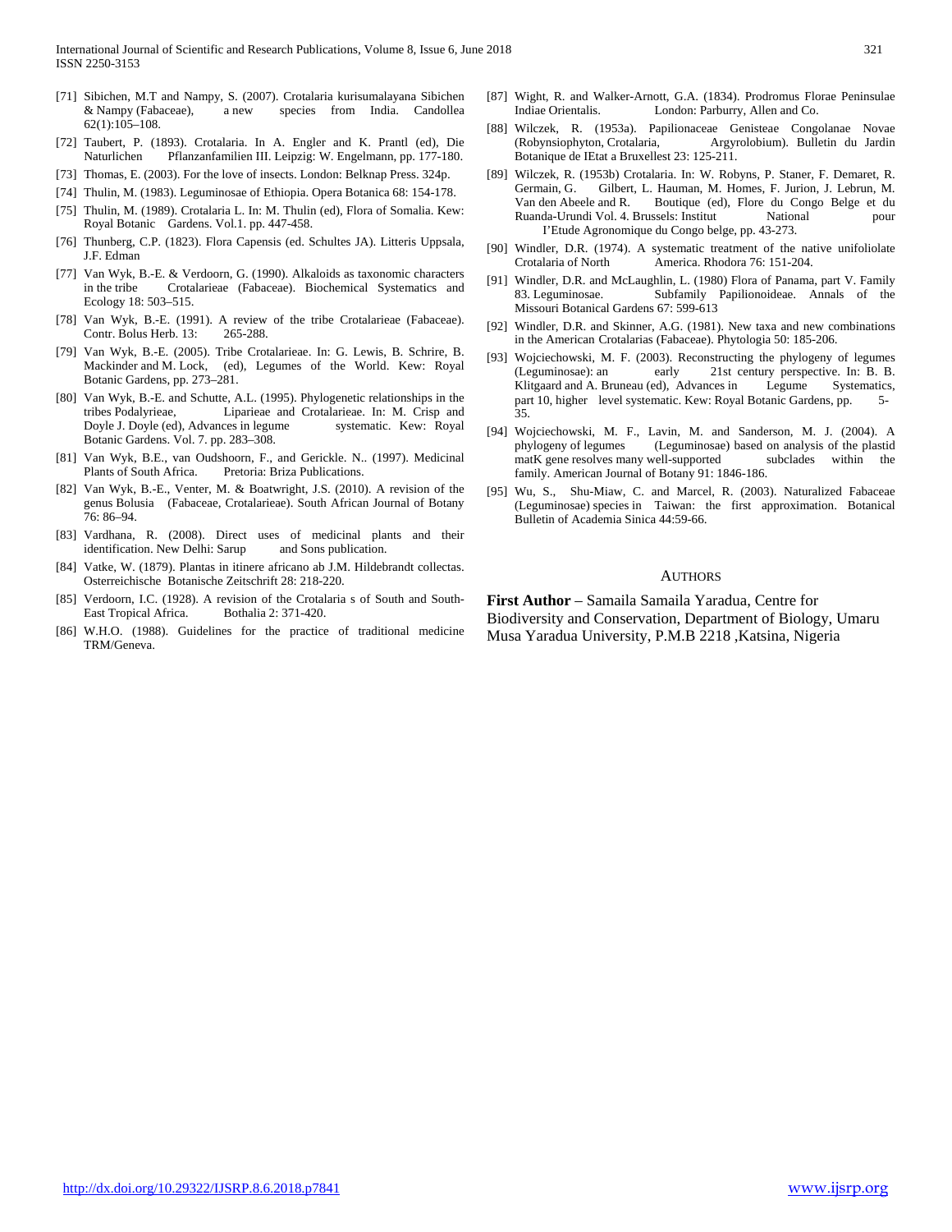[71] Sibichen, M.T and Nampy, S. (2007). Crotalaria kurisumalayana Sibichen & Nampy (Fabaceae), a new species from India. Candollea 62(1):105–108.

[72] Taubert, P. (1893). Crotalaria. In A. Engler and K. Prantl (ed), Die Naturlichen Pflanzanfamilien III. Leipzig: W. Engelmann, pp. 177-180.

[73] Thomas, E. (2003). For the love of insects. London: Belknap Press. 324p.

[74] Thulin, M. (1983). Leguminosae of Ethiopia. Opera Botanica 68: 154-178.

[75] Thulin, M. (1989). Crotalaria L. In: M. Thulin (ed), Flora of Somalia. Kew: Royal Botanic Gardens. Vol.1. pp. 447-458.

[76] Thunberg, C.P. (1823). Flora Capensis (ed. Schultes JA). Litteris Uppsala, J.F. Edman

[77] Van Wyk, B.-E. & Verdoorn, G. (1990). Alkaloids as taxonomic characters in the tribe Crotalarieae (Fabaceae). Biochemical Systematics and Ecology 18: 503–515.

[78] Van Wyk, B.-E. (1991). A review of the tribe Crotalarieae (Fabaceae). Contr. Bolus Herb. 13: 265-288.

[79] Van Wyk, B.-E. (2005). Tribe Crotalarieae. In: G. Lewis, B. Schrire, B. Mackinder and M. Lock, (ed), Legumes of the World. Kew: Royal Botanic Gardens, pp. 273–281.

[80] Van Wyk, B.-E. and Schutte, A.L. (1995). Phylogenetic relationships in the tribes Podalyrieae, Liparieae and Crotalarieae. In: M. Crisp and Doyle J. Doyle (ed), Advances in legume systematic. Kew: Royal Botanic Gardens. Vol. 7. pp. 283–308.

[81] Van Wyk, B.E., van Oudshoorn, F., and Gerickle. N.. (1997). Medicinal Plants of South Africa. Pretoria: Briza Publications.

[82] Van Wyk, B.-E., Venter, M. & Boatwright, J.S. (2010). A revision of the genus Bolusia (Fabaceae, Crotalarieae). South African Journal of Botany 76: 86–94.

[83] Vardhana, R. (2008). Direct uses of medicinal plants and their identification. New Delhi: Sarup and Sons publication.

[84] Vatke, W. (1879). Plantas in itinere africano ab J.M. Hildebrandt collectas. Osterreichische Botanische Zeitschrift 28: 218-220.

[85] Verdoorn, I.C. (1928). A revision of the Crotalaria s of South and South-East Tropical Africa. Bothalia 2: 371-420.

[86] W.H.O. (1988). Guidelines for the practice of traditional medicine TRM/Geneva.

[87] Wight, R. and Walker-Arnott, G.A. (1834). Prodromus Florae Peninsulae Indiae Orientalis. London: Parburry, Allen and Co.

[88] Wilczek, R. (1953a). Papilionaceae Genisteae Congolanae Novae (Robynsiophyton, Crotalaria, Argyrolobium). Bulletin du Jardin Botanique de lEtat a Bruxellest 23: 125-211.

[89] Wilczek, R. (1953b) Crotalaria. In: W. Robyns, P. Staner, F. Demaret, R. Germain, G. Gilbert, L. Hauman, M. Homes, F. Jurion, J. Lebrun, M. Van den Abeele and R. Boutique (ed), Flore du Congo Belge et du Ruanda-Urundi Vol. 4. Brussels: Institut National pour I'Etude Agronomique du Congo belge, pp. 43-273.

[90] Windler, D.R. (1974). A systematic treatment of the native unifoliolate Crotalaria of North America. Rhodora 76: 151-204.

[91] Windler, D.R. and McLaughlin, L. (1980) Flora of Panama, part V. Family 83. Leguminosae. Subfamily Papilionoideae. Annals of the Missouri Botanical Gardens 67: 599-613

[92] Windler, D.R. and Skinner, A.G. (1981). New taxa and new combinations in the American Crotalarias (Fabaceae). Phytologia 50: 185-206.

[93] Wojciechowski, M. F. (2003). Reconstructing the phylogeny of legumes (Leguminosae): an early 21st century perspective. In: B. B. Klitgaard and A. Bruneau (ed), Advances in Legume Systematics, part 10, higher level systematic. Kew: Royal Botanic Gardens, pp. 5-35.

[94] Wojciechowski, M. F., Lavin, M. and Sanderson, M. J. (2004). A phylogeny of legumes (Leguminosae) based on analysis of the plastid matK gene resolves many well-supported subclades within the family. American Journal of Botany 91: 1846-186.

[95] Wu, S., Shu-Miaw, C. and Marcel, R. (2003). Naturalized Fabaceae (Leguminosae) species in Taiwan: the first approximation. Botanical Bulletin of Academia Sinica 44:59-66.

## Authors

**First Author** – Samaila Samaila Yaradua, Centre for Biodiversity and Conservation, Department of Biology, Umaru Musa Yaradua University, P.M.B 2218 ,Katsina, Nigeria

http://dx.doi.org/10.29322/IJSRP.8.6.2018.p7841 www.ijsrp.org